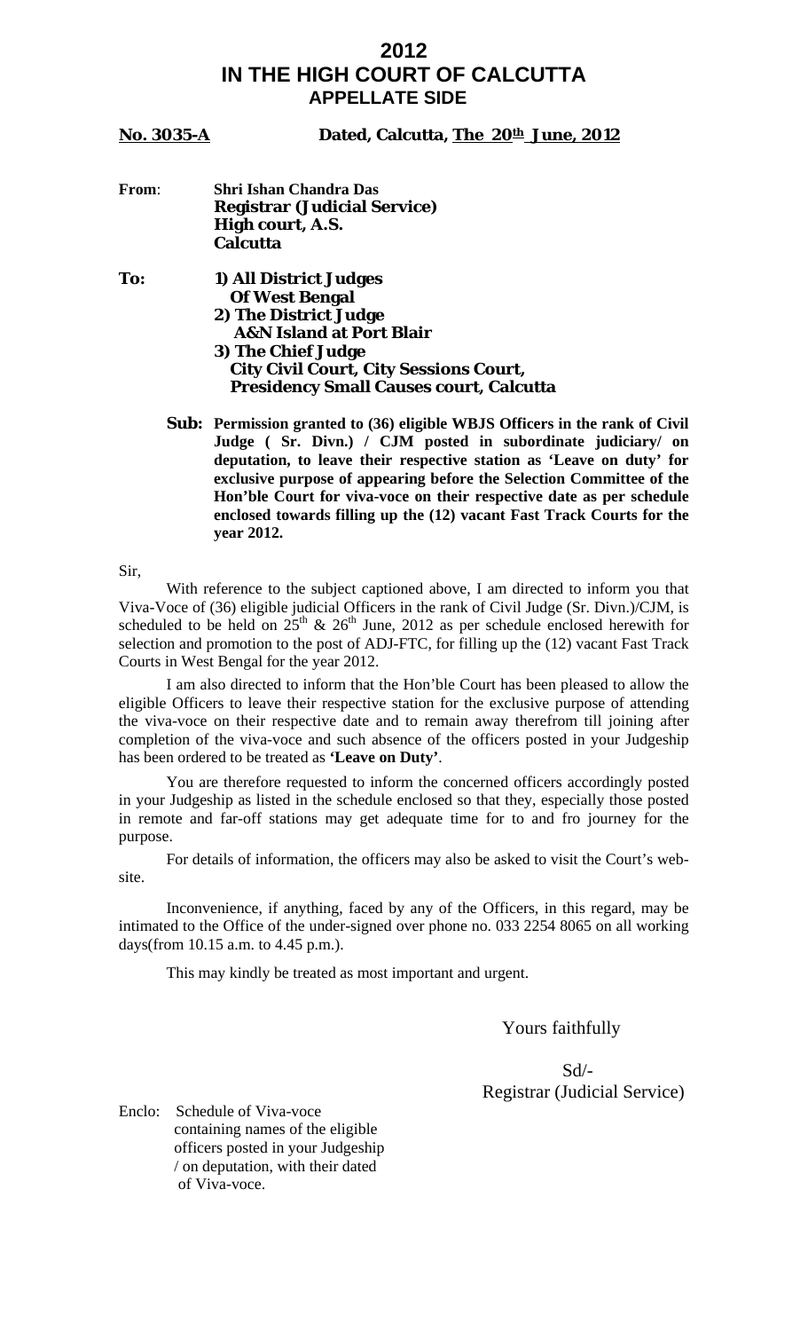# 2012
# IN THE HIGH COURT OF CALCUTTA
## APPELLATE SIDE

**No. 3035-A** **Dated, Calcutta, The 20th June, 2012**

**From**: **Shri Ishan Chandra Das**
**Registrar (Judicial Service)**
**High court, A.S.**
**Calcutta**

**To:**
**1) All District Judges**
**Of West Bengal**
**2) The District Judge**
**A&N Island at Port Blair**
**3) The Chief Judge**
**City Civil Court, City Sessions Court,**
**Presidency Small Causes court, Calcutta**

**Sub: Permission granted to (36) eligible WBJS Officers in the rank of Civil Judge ( Sr. Divn.) / CJM posted in subordinate judiciary/ on deputation, to leave their respective station as 'Leave on duty' for exclusive purpose of appearing before the Selection Committee of the Hon'ble Court for viva-voce on their respective date as per schedule enclosed towards filling up the (12) vacant Fast Track Courts for the year 2012.**

Sir,

With reference to the subject captioned above, I am directed to inform you that Viva-Voce of (36) eligible judicial Officers in the rank of Civil Judge (Sr. Divn.)/CJM, is scheduled to be held on 25th & 26th June, 2012 as per schedule enclosed herewith for selection and promotion to the post of ADJ-FTC, for filling up the (12) vacant Fast Track Courts in West Bengal for the year 2012.

I am also directed to inform that the Hon'ble Court has been pleased to allow the eligible Officers to leave their respective station for the exclusive purpose of attending the viva-voce on their respective date and to remain away therefrom till joining after completion of the viva-voce and such absence of the officers posted in your Judgeship has been ordered to be treated as **'Leave on Duty'**.

You are therefore requested to inform the concerned officers accordingly posted in your Judgeship as listed in the schedule enclosed so that they, especially those posted in remote and far-off stations may get adequate time for to and fro journey for the purpose.

For details of information, the officers may also be asked to visit the Court's web-site.

Inconvenience, if anything, faced by any of the Officers, in this regard, may be intimated to the Office of the under-signed over phone no. 033 2254 8065 on all working days(from 10.15 a.m. to 4.45 p.m.).

This may kindly be treated as most important and urgent.

Yours faithfully

Sd/-
Registrar (Judicial Service)

Enclo: Schedule of Viva-voce containing names of the eligible officers posted in your Judgeship / on deputation, with their dated of Viva-voce.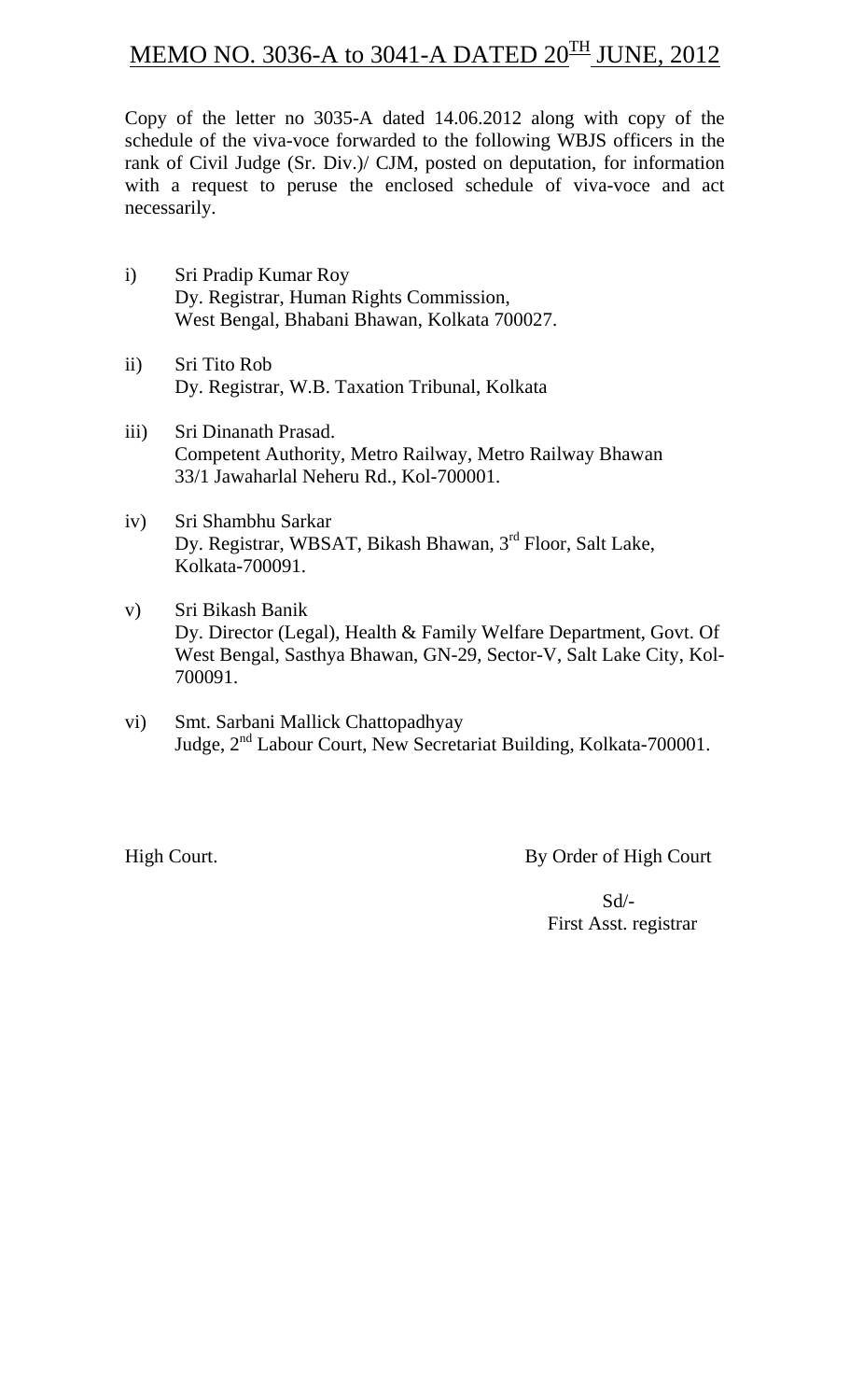# MEMO NO. 3036-A to 3041-A DATED 20TH JUNE, 2012

Copy of the letter no 3035-A dated 14.06.2012 along with copy of the schedule of the viva-voce forwarded to the following WBJS officers in the rank of Civil Judge (Sr. Div.)/ CJM, posted on deputation, for information with a request to peruse the enclosed schedule of viva-voce and act necessarily.

i) Sri Pradip Kumar Roy
   Dy. Registrar, Human Rights Commission,
   West Bengal, Bhabani Bhawan, Kolkata 700027.

ii) Sri Tito Rob
   Dy. Registrar, W.B. Taxation Tribunal, Kolkata

iii) Sri Dinanath Prasad.
   Competent Authority, Metro Railway, Metro Railway Bhawan
   33/1 Jawaharlal Neheru Rd., Kol-700001.

iv) Sri Shambhu Sarkar
   Dy. Registrar, WBSAT, Bikash Bhawan, 3rd Floor, Salt Lake,
   Kolkata-700091.

v) Sri Bikash Banik
   Dy. Director (Legal), Health & Family Welfare Department, Govt. Of West Bengal, Sasthya Bhawan, GN-29, Sector-V, Salt Lake City, Kol-700091.

vi) Smt. Sarbani Mallick Chattopadhyay
   Judge, 2nd Labour Court, New Secretariat Building, Kolkata-700001.

High Court.

By Order of High Court

Sd/-
First Asst. registrar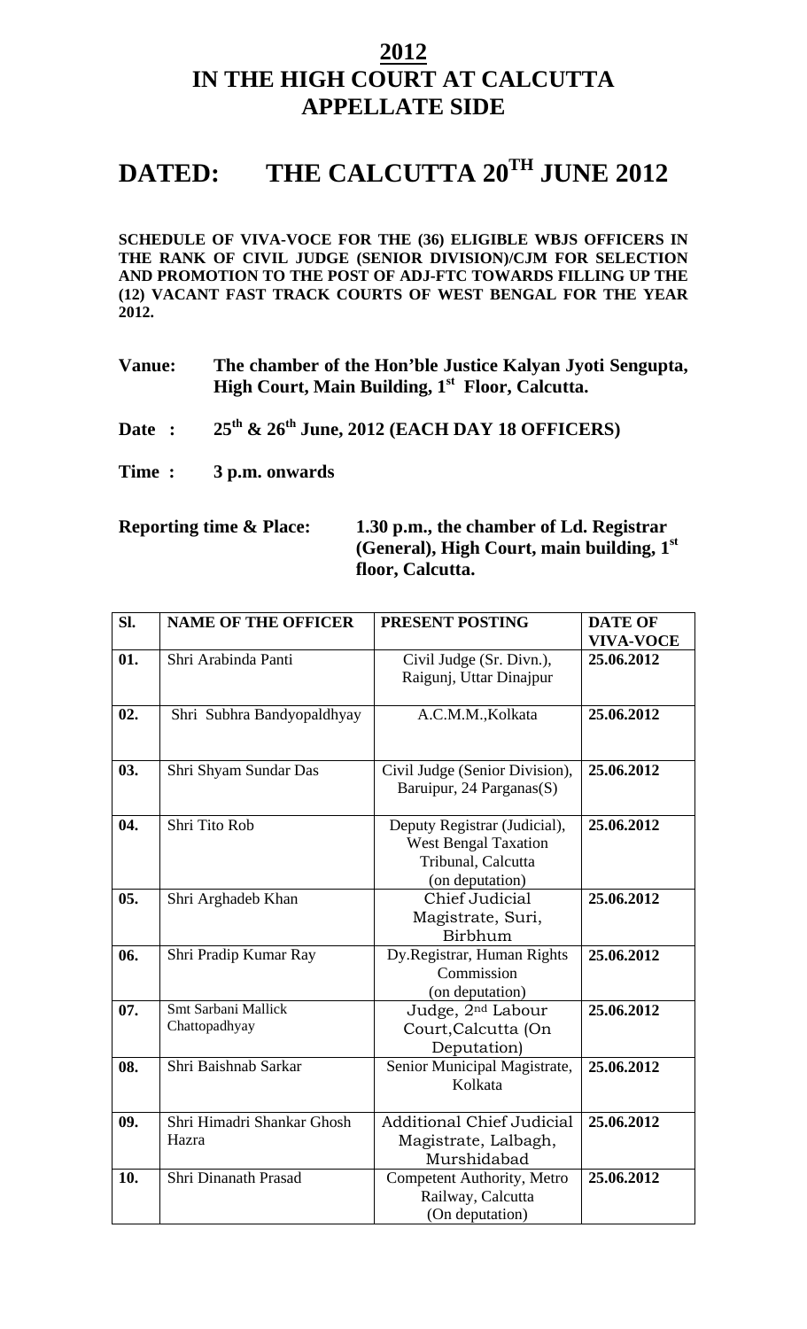# 2012

# IN THE HIGH COURT AT CALCUTTA

# APPELLATE SIDE

# DATED: THE CALCUTTA 20TH JUNE 2012

**SCHEDULE OF VIVA-VOCE FOR THE (36) ELIGIBLE WBJS OFFICERS IN THE RANK OF CIVIL JUDGE (SENIOR DIVISION)/CJM FOR SELECTION AND PROMOTION TO THE POST OF ADJ-FTC TOWARDS FILLING UP THE (12) VACANT FAST TRACK COURTS OF WEST BENGAL FOR THE YEAR 2012.**

**Vanue: The chamber of the Hon'ble Justice Kalyan Jyoti Sengupta, High Court, Main Building, 1st Floor, Calcutta.**

**Date : 25th & 26th June, 2012 (EACH DAY 18 OFFICERS)**

**Time : 3 p.m. onwards**

**Reporting time & Place: 1.30 p.m., the chamber of Ld. Registrar (General), High Court, main building, 1st floor, Calcutta.**

| Sl. | NAME OF THE OFFICER | PRESENT POSTING | DATE OF VIVA-VOCE |
|---|---|---|---|
| 01. | Shri Arabinda Panti | Civil Judge (Sr. Divn.), Raigunj, Uttar Dinajpur | 25.06.2012 |
| 02. | Shri Subhra Bandyopaldhyay | A.C.M.M.,Kolkata | 25.06.2012 |
| 03. | Shri Shyam Sundar Das | Civil Judge (Senior Division), Baruipur, 24 Parganas(S) | 25.06.2012 |
| 04. | Shri Tito Rob | Deputy Registrar (Judicial), West Bengal Taxation Tribunal, Calcutta (on deputation) | 25.06.2012 |
| 05. | Shri Arghadeb Khan | Chief Judicial Magistrate, Suri, Birbhum | 25.06.2012 |
| 06. | Shri Pradip Kumar Ray | Dy.Registrar, Human Rights Commission (on deputation) | 25.06.2012 |
| 07. | Smt Sarbani Mallick Chattopadhyay | Judge, 2nd Labour Court,Calcutta (On Deputation) | 25.06.2012 |
| 08. | Shri Baishnab Sarkar | Senior Municipal Magistrate, Kolkata | 25.06.2012 |
| 09. | Shri Himadri Shankar Ghosh Hazra | Additional Chief Judicial Magistrate, Lalbagh, Murshidabad | 25.06.2012 |
| 10. | Shri Dinanath Prasad | Competent Authority, Metro Railway, Calcutta (On deputation) | 25.06.2012 |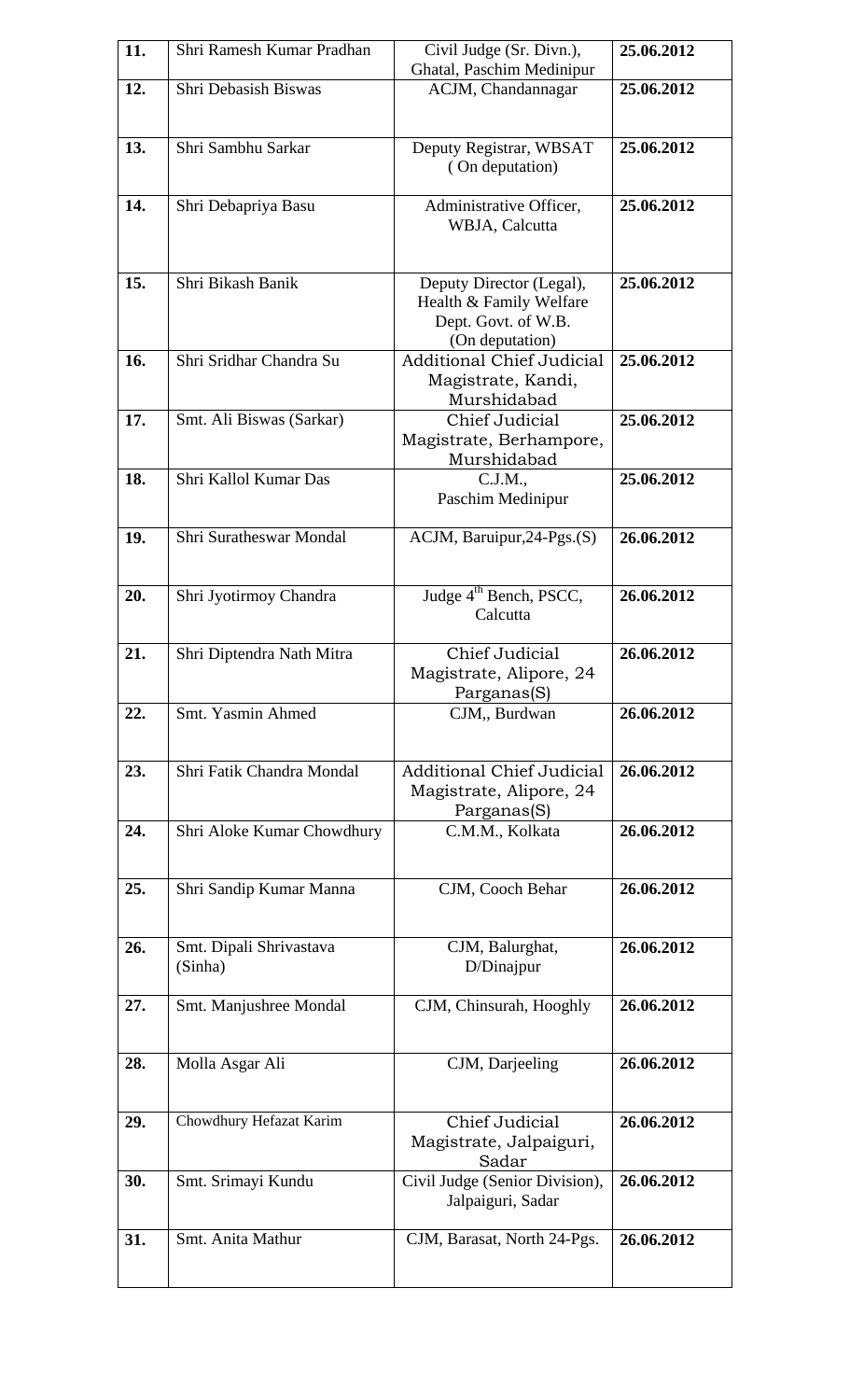| 11. | Shri Ramesh Kumar Pradhan | Civil Judge (Sr. Divn.), Ghatal, Paschim Medinipur | 25.06.2012 |
|---|---|---|---|
| 12. | Shri Debasish Biswas | ACJM, Chandannagar | 25.06.2012 |
| 13. | Shri Sambhu Sarkar | Deputy Registrar, WBSAT ( On deputation) | 25.06.2012 |
| 14. | Shri Debapriya Basu | Administrative Officer, WBJA, Calcutta | 25.06.2012 |
| 15. | Shri Bikash Banik | Deputy Director (Legal), Health & Family Welfare Dept. Govt. of W.B. (On deputation) | 25.06.2012 |
| 16. | Shri Sridhar Chandra Su | Additional Chief Judicial Magistrate, Kandi, Murshidabad | 25.06.2012 |
| 17. | Smt. Ali Biswas (Sarkar) | Chief Judicial Magistrate, Berhampore, Murshidabad | 25.06.2012 |
| 18. | Shri Kallol Kumar Das | C.J.M., Paschim Medinipur | 25.06.2012 |
| 19. | Shri Suratheswar Mondal | ACJM, Baruipur,24-Pgs.(S) | 26.06.2012 |
| 20. | Shri Jyotirmoy Chandra | Judge 4th Bench, PSCC, Calcutta | 26.06.2012 |
| 21. | Shri Diptendra Nath Mitra | Chief Judicial Magistrate, Alipore, 24 Parganas(S) | 26.06.2012 |
| 22. | Smt. Yasmin Ahmed | CJM,, Burdwan | 26.06.2012 |
| 23. | Shri Fatik Chandra Mondal | Additional Chief Judicial Magistrate, Alipore, 24 Parganas(S) | 26.06.2012 |
| 24. | Shri Aloke Kumar Chowdhury | C.M.M., Kolkata | 26.06.2012 |
| 25. | Shri Sandip Kumar Manna | CJM, Cooch Behar | 26.06.2012 |
| 26. | Smt. Dipali Shrivastava (Sinha) | CJM, Balurghat, D/Dinajpur | 26.06.2012 |
| 27. | Smt. Manjushree Mondal | CJM, Chinsurah, Hooghly | 26.06.2012 |
| 28. | Molla Asgar Ali | CJM, Darjeeling | 26.06.2012 |
| 29. | Chowdhury Hefazat Karim | Chief Judicial Magistrate, Jalpaiguri, Sadar | 26.06.2012 |
| 30. | Smt. Srimayi Kundu | Civil Judge (Senior Division), Jalpaiguri, Sadar | 26.06.2012 |
| 31. | Smt. Anita Mathur | CJM, Barasat, North 24-Pgs. | 26.06.2012 |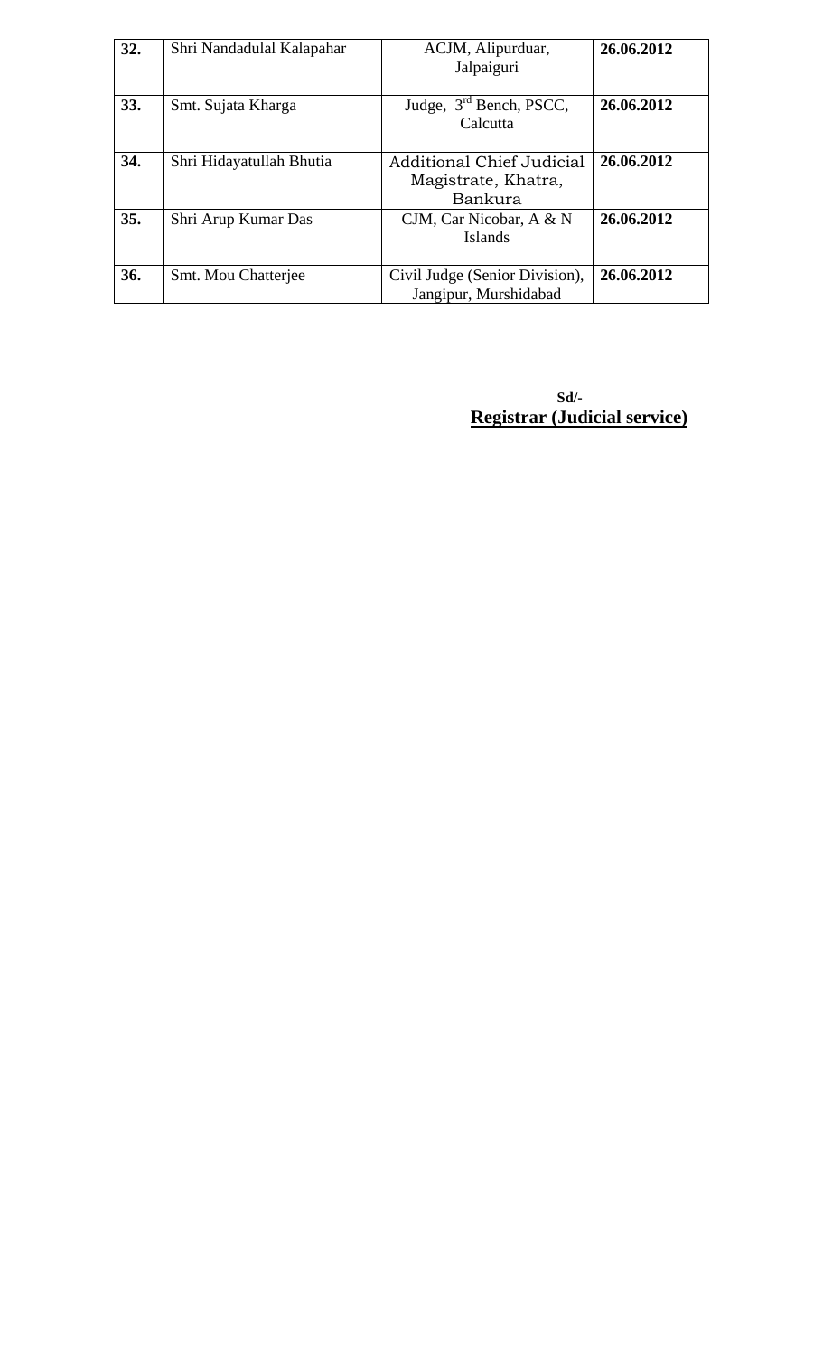| | | | |
|---|---|---|---|
| **32.** | Shri Nandadulal Kalapahar | ACJM, Alipurduar, Jalpaiguri | **26.06.2012** |
| **33.** | Smt. Sujata Kharga | Judge, 3rd Bench, PSCC, Calcutta | **26.06.2012** |
| **34.** | Shri Hidayatullah Bhutia | Additional Chief Judicial Magistrate, Khatra, Bankura | **26.06.2012** |
| **35.** | Shri Arup Kumar Das | CJM, Car Nicobar, A & N Islands | **26.06.2012** |
| **36.** | Smt. Mou Chatterjee | Civil Judge (Senior Division), Jangipur, Murshidabad | **26.06.2012** |

**Sd/-**

**<u>Registrar (Judicial service)</u>**